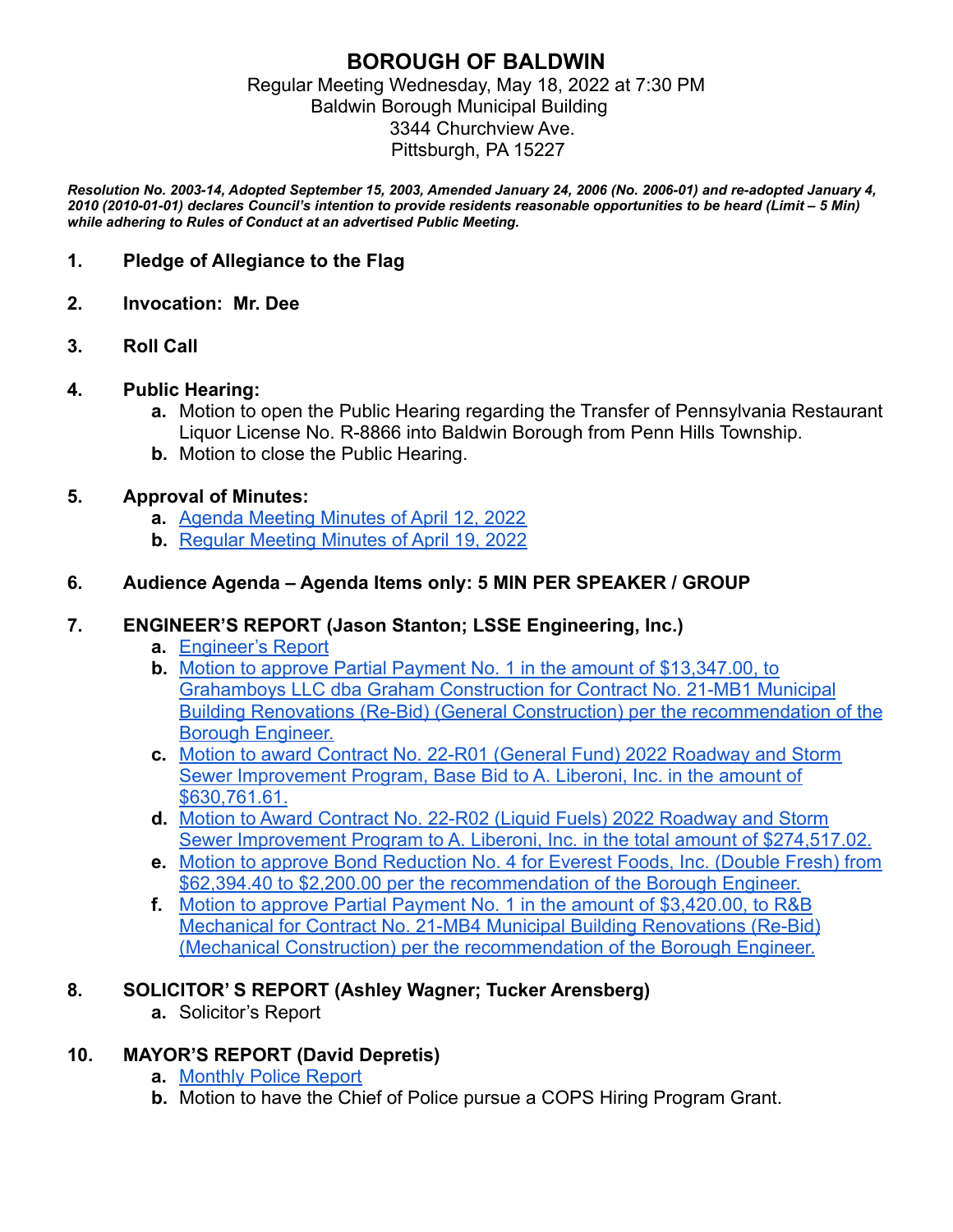# BOROUGH OF BALDWIN

Regular Meeting Wednesday, May 18, 2022 at 7:30 PM
Baldwin Borough Municipal Building
3344 Churchview Ave.
Pittsburgh, PA 15227

***Resolution No. 2003-14, Adopted September 15, 2003, Amended January 24, 2006 (No. 2006-01) and re-adopted January 4, 2010 (2010-01-01) declares Council's intention to provide residents reasonable opportunities to be heard (Limit – 5 Min) while adhering to Rules of Conduct at an advertised Public Meeting.***

**1. Pledge of Allegiance to the Flag**

**2. Invocation: Mr. Dee**

**3. Roll Call**

**4. Public Hearing:**

- **a.** Motion to open the Public Hearing regarding the Transfer of Pennsylvania Restaurant Liquor License No. R-8866 into Baldwin Borough from Penn Hills Township.
- **b.** Motion to close the Public Hearing.

**5. Approval of Minutes:**

- **a.** Agenda Meeting Minutes of April 12, 2022
- **b.** Regular Meeting Minutes of April 19, 2022

**6. Audience Agenda – Agenda Items only: 5 MIN PER SPEAKER / GROUP**

**7. ENGINEER'S REPORT (Jason Stanton; LSSE Engineering, Inc.)**

- **a.** Engineer's Report
- **b.** Motion to approve Partial Payment No. 1 in the amount of $13,347.00, to Grahamboys LLC dba Graham Construction for Contract No. 21-MB1 Municipal Building Renovations (Re-Bid) (General Construction) per the recommendation of the Borough Engineer.
- **c.** Motion to award Contract No. 22-R01 (General Fund) 2022 Roadway and Storm Sewer Improvement Program, Base Bid to A. Liberoni, Inc. in the amount of $630,761.61.
- **d.** Motion to Award Contract No. 22-R02 (Liquid Fuels) 2022 Roadway and Storm Sewer Improvement Program to A. Liberoni, Inc. in the total amount of $274,517.02.
- **e.** Motion to approve Bond Reduction No. 4 for Everest Foods, Inc. (Double Fresh) from $62,394.40 to $2,200.00 per the recommendation of the Borough Engineer.
- **f.** Motion to approve Partial Payment No. 1 in the amount of $3,420.00, to R&B Mechanical for Contract No. 21-MB4 Municipal Building Renovations (Re-Bid) (Mechanical Construction) per the recommendation of the Borough Engineer.

**8. SOLICITOR' S REPORT (Ashley Wagner; Tucker Arensberg)**

- **a.** Solicitor's Report

**10. MAYOR'S REPORT (David Depretis)**

- **a.** Monthly Police Report
- **b.** Motion to have the Chief of Police pursue a COPS Hiring Program Grant.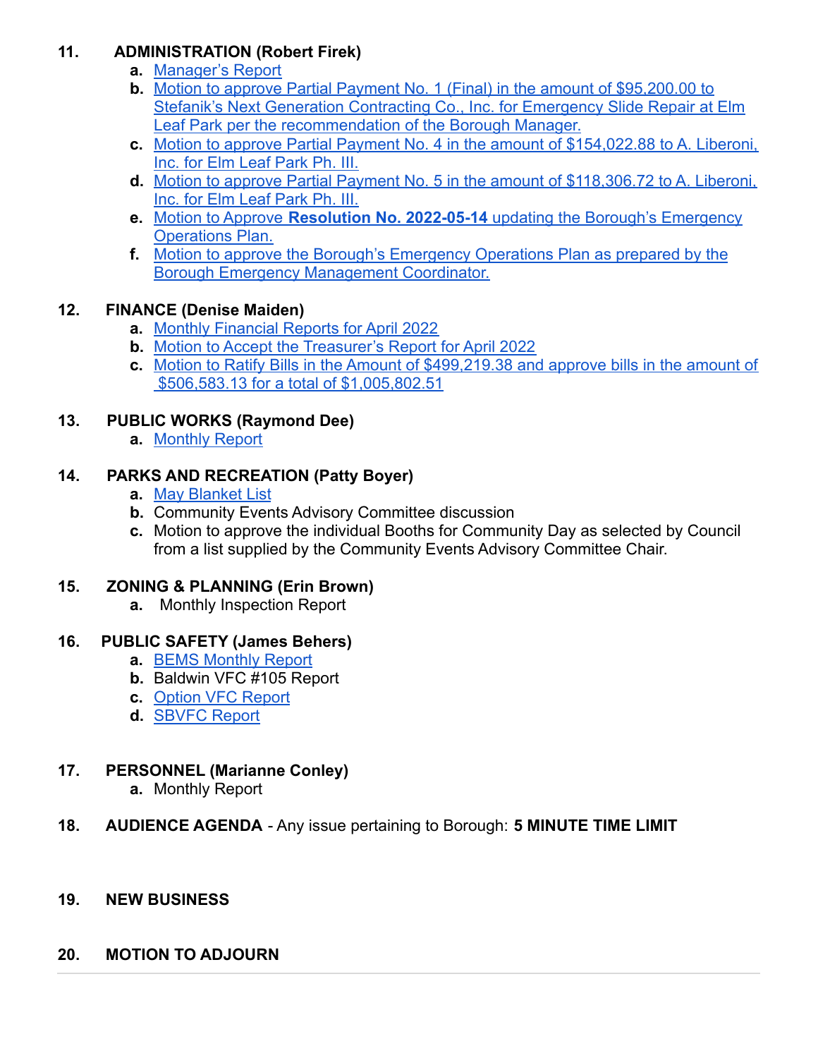**11. ADMINISTRATION (Robert Firek)**

- **a.** Manager's Report
- **b.** Motion to approve Partial Payment No. 1 (Final) in the amount of $95,200.00 to Stefanik's Next Generation Contracting Co., Inc. for Emergency Slide Repair at Elm Leaf Park per the recommendation of the Borough Manager.
- **c.** Motion to approve Partial Payment No. 4 in the amount of $154,022.88 to A. Liberoni, Inc. for Elm Leaf Park Ph. III.
- **d.** Motion to approve Partial Payment No. 5 in the amount of $118,306.72 to A. Liberoni, Inc. for Elm Leaf Park Ph. III.
- **e.** Motion to Approve **Resolution No. 2022-05-14** updating the Borough's Emergency Operations Plan.
- **f.** Motion to approve the Borough's Emergency Operations Plan as prepared by the Borough Emergency Management Coordinator.

**12. FINANCE (Denise Maiden)**

- **a.** Monthly Financial Reports for April 2022
- **b.** Motion to Accept the Treasurer's Report for April 2022
- **c.** Motion to Ratify Bills in the Amount of $499,219.38 and approve bills in the amount of $506,583.13 for a total of $1,005,802.51

**13. PUBLIC WORKS (Raymond Dee)**

- **a.** Monthly Report

**14. PARKS AND RECREATION (Patty Boyer)**

- **a.** May Blanket List
- **b.** Community Events Advisory Committee discussion
- **c.** Motion to approve the individual Booths for Community Day as selected by Council from a list supplied by the Community Events Advisory Committee Chair.

**15. ZONING & PLANNING (Erin Brown)**

- **a.** Monthly Inspection Report

**16. PUBLIC SAFETY (James Behers)**

- **a.** BEMS Monthly Report
- **b.** Baldwin VFC #105 Report
- **c.** Option VFC Report
- **d.** SBVFC Report

**17. PERSONNEL (Marianne Conley)**

- **a.** Monthly Report

**18. AUDIENCE AGENDA** - Any issue pertaining to Borough: **5 MINUTE TIME LIMIT**

**19. NEW BUSINESS**

**20. MOTION TO ADJOURN**